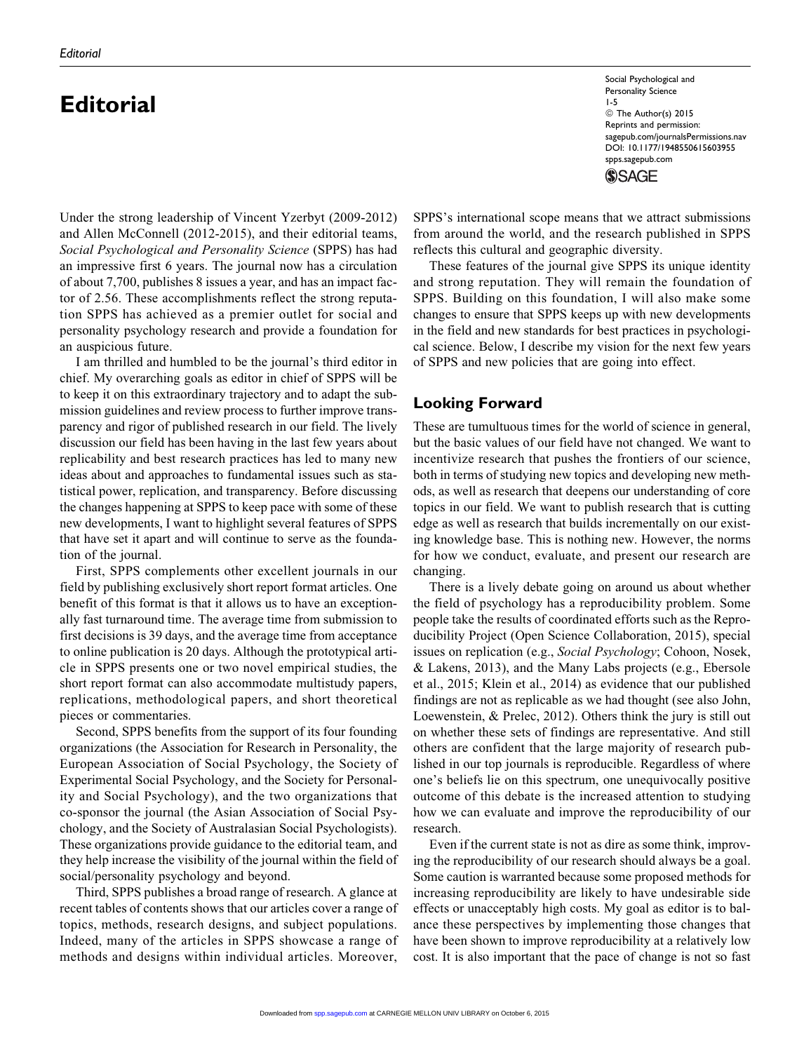# Editorial

Under the strong leadership of Vincent Yzerbyt (2009-2012) and Allen McConnell (2012-2015), and their editorial teams, *Social Psychological and Personality Science* (SPPS) has had an impressive first 6 years. The journal now has a circulation of about 7,700, publishes 8 issues a year, and has an impact factor of 2.56. These accomplishments reflect the strong reputation SPPS has achieved as a premier outlet for social and personality psychology research and provide a foundation for an auspicious future.

I am thrilled and humbled to be the journal's third editor in chief. My overarching goals as editor in chief of SPPS will be to keep it on this extraordinary trajectory and to adapt the submission guidelines and review process to further improve transparency and rigor of published research in our field. The lively discussion our field has been having in the last few years about replicability and best research practices has led to many new ideas about and approaches to fundamental issues such as statistical power, replication, and transparency. Before discussing the changes happening at SPPS to keep pace with some of these new developments, I want to highlight several features of SPPS that have set it apart and will continue to serve as the foundation of the journal.

First, SPPS complements other excellent journals in our field by publishing exclusively short report format articles. One benefit of this format is that it allows us to have an exceptionally fast turnaround time. The average time from submission to first decisions is 39 days, and the average time from acceptance to online publication is 20 days. Although the prototypical article in SPPS presents one or two novel empirical studies, the short report format can also accommodate multistudy papers, replications, methodological papers, and short theoretical pieces or commentaries.

Second, SPPS benefits from the support of its four founding organizations (the Association for Research in Personality, the European Association of Social Psychology, the Society of Experimental Social Psychology, and the Society for Personality and Social Psychology), and the two organizations that co-sponsor the journal (the Asian Association of Social Psychology, and the Society of Australasian Social Psychologists). These organizations provide guidance to the editorial team, and they help increase the visibility of the journal within the field of social/personality psychology and beyond.

Third, SPPS publishes a broad range of research. A glance at recent tables of contents shows that our articles cover a range of topics, methods, research designs, and subject populations. Indeed, many of the articles in SPPS showcase a range of methods and designs within individual articles. Moreover, SPPS's international scope means that we attract submissions from around the world, and the research published in SPPS reflects this cultural and geographic diversity.

These features of the journal give SPPS its unique identity and strong reputation. They will remain the foundation of SPPS. Building on this foundation, I will also make some changes to ensure that SPPS keeps up with new developments in the field and new standards for best practices in psychological science. Below, I describe my vision for the next few years of SPPS and new policies that are going into effect.

## Looking Forward

These are tumultuous times for the world of science in general, but the basic values of our field have not changed. We want to incentivize research that pushes the frontiers of our science, both in terms of studying new topics and developing new methods, as well as research that deepens our understanding of core topics in our field. We want to publish research that is cutting edge as well as research that builds incrementally on our existing knowledge base. This is nothing new. However, the norms for how we conduct, evaluate, and present our research are changing.

There is a lively debate going on around us about whether the field of psychology has a reproducibility problem. Some people take the results of coordinated efforts such as the Reproducibility Project (Open Science Collaboration, 2015), special issues on replication (e.g., *Social Psychology*; Cohoon, Nosek, & Lakens, 2013), and the Many Labs projects (e.g., Ebersole et al., 2015; Klein et al., 2014) as evidence that our published findings are not as replicable as we had thought (see also John, Loewenstein, & Prelec, 2012). Others think the jury is still out on whether these sets of findings are representative. And still others are confident that the large majority of research published in our top journals is reproducible. Regardless of where one's beliefs lie on this spectrum, one unequivocally positive outcome of this debate is the increased attention to studying how we can evaluate and improve the reproducibility of our research.

Even if the current state is not as dire as some think, improving the reproducibility of our research should always be a goal. Some caution is warranted because some proposed methods for increasing reproducibility are likely to have undesirable side effects or unacceptably high costs. My goal as editor is to balance these perspectives by implementing those changes that have been shown to improve reproducibility at a relatively low cost. It is also important that the pace of change is not so fast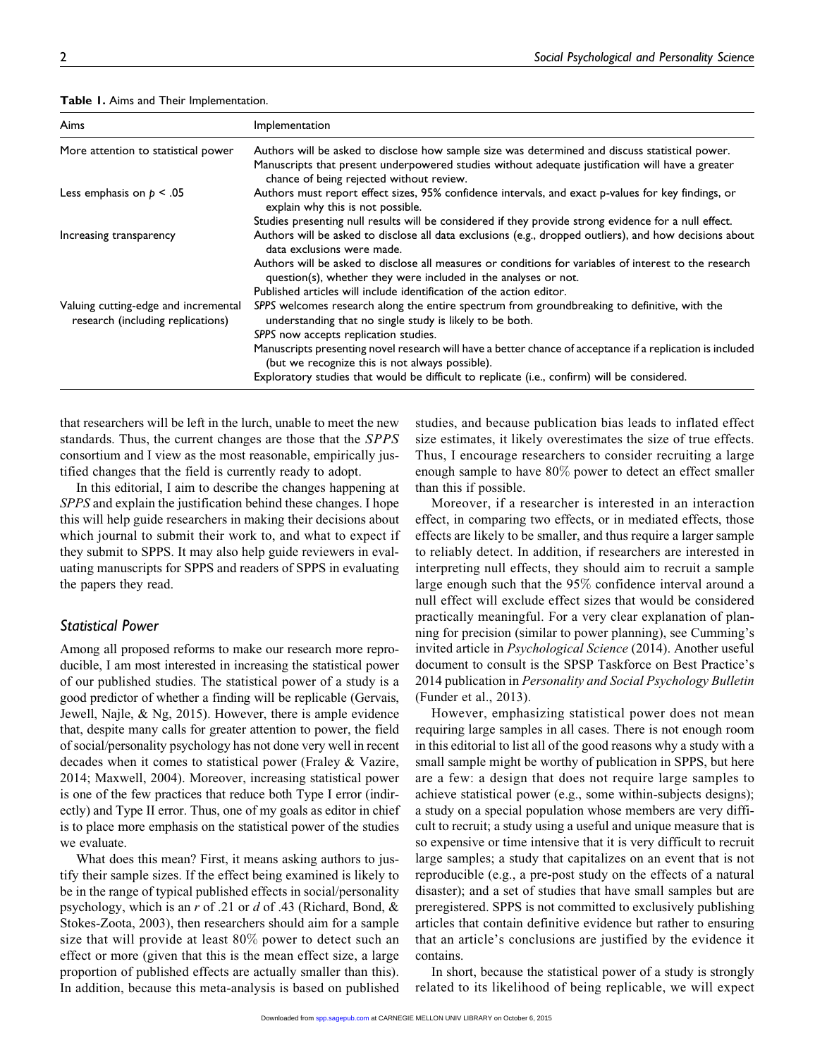**Table 1.** Aims and Their Implementation.

| Aims | Implementation |
|---|---|
| More attention to statistical power | Authors will be asked to disclose how sample size was determined and discuss statistical power. |
| | Manuscripts that present underpowered studies without adequate justification will have a greater chance of being rejected without review. |
| Less emphasis on $p < .05$ | Authors must report effect sizes, 95% confidence intervals, and exact p-values for key findings, or explain why this is not possible. |
| | Studies presenting null results will be considered if they provide strong evidence for a null effect. |
| Increasing transparency | Authors will be asked to disclose all data exclusions (e.g., dropped outliers), and how decisions about data exclusions were made. |
| | Authors will be asked to disclose all measures or conditions for variables of interest to the research question(s), whether they were included in the analyses or not. |
| | Published articles will include identification of the action editor. |
| Valuing cutting-edge and incremental research (including replications) | *SPPS* welcomes research along the entire spectrum from groundbreaking to definitive, with the understanding that no single study is likely to be both. |
| | *SPPS* now accepts replication studies. |
| | Manuscripts presenting novel research will have a better chance of acceptance if a replication is included (but we recognize this is not always possible). |
| | Exploratory studies that would be difficult to replicate (i.e., confirm) will be considered. |

that researchers will be left in the lurch, unable to meet the new standards. Thus, the current changes are those that the *SPPS* consortium and I view as the most reasonable, empirically justified changes that the field is currently ready to adopt.

In this editorial, I aim to describe the changes happening at *SPPS* and explain the justification behind these changes. I hope this will help guide researchers in making their decisions about which journal to submit their work to, and what to expect if they submit to SPPS. It may also help guide reviewers in evaluating manuscripts for SPPS and readers of SPPS in evaluating the papers they read.

## *Statistical Power*

Among all proposed reforms to make our research more reproducible, I am most interested in increasing the statistical power of our published studies. The statistical power of a study is a good predictor of whether a finding will be replicable (Gervais, Jewell, Najle, & Ng, 2015). However, there is ample evidence that, despite many calls for greater attention to power, the field of social/personality psychology has not done very well in recent decades when it comes to statistical power (Fraley & Vazire, 2014; Maxwell, 2004). Moreover, increasing statistical power is one of the few practices that reduce both Type I error (indirectly) and Type II error. Thus, one of my goals as editor in chief is to place more emphasis on the statistical power of the studies we evaluate.

What does this mean? First, it means asking authors to justify their sample sizes. If the effect being examined is likely to be in the range of typical published effects in social/personality psychology, which is an $r$ of .21 or $d$ of .43 (Richard, Bond, & Stokes-Zoota, 2003), then researchers should aim for a sample size that will provide at least 80% power to detect such an effect or more (given that this is the mean effect size, a large proportion of published effects are actually smaller than this). In addition, because this meta-analysis is based on published studies, and because publication bias leads to inflated effect size estimates, it likely overestimates the size of true effects. Thus, I encourage researchers to consider recruiting a large enough sample to have 80% power to detect an effect smaller than this if possible.

Moreover, if a researcher is interested in an interaction effect, in comparing two effects, or in mediated effects, those effects are likely to be smaller, and thus require a larger sample to reliably detect. In addition, if researchers are interested in interpreting null effects, they should aim to recruit a sample large enough such that the 95% confidence interval around a null effect will exclude effect sizes that would be considered practically meaningful. For a very clear explanation of planning for precision (similar to power planning), see Cumming's invited article in *Psychological Science* (2014). Another useful document to consult is the SPSP Taskforce on Best Practice's 2014 publication in *Personality and Social Psychology Bulletin* (Funder et al., 2013).

However, emphasizing statistical power does not mean requiring large samples in all cases. There is not enough room in this editorial to list all of the good reasons why a study with a small sample might be worthy of publication in SPPS, but here are a few: a design that does not require large samples to achieve statistical power (e.g., some within-subjects designs); a study on a special population whose members are very difficult to recruit; a study using a useful and unique measure that is so expensive or time intensive that it is very difficult to recruit large samples; a study that capitalizes on an event that is not reproducible (e.g., a pre-post study on the effects of a natural disaster); and a set of studies that have small samples but are preregistered. SPPS is not committed to exclusively publishing articles that contain definitive evidence but rather to ensuring that an article's conclusions are justified by the evidence it contains.

In short, because the statistical power of a study is strongly related to its likelihood of being replicable, we will expect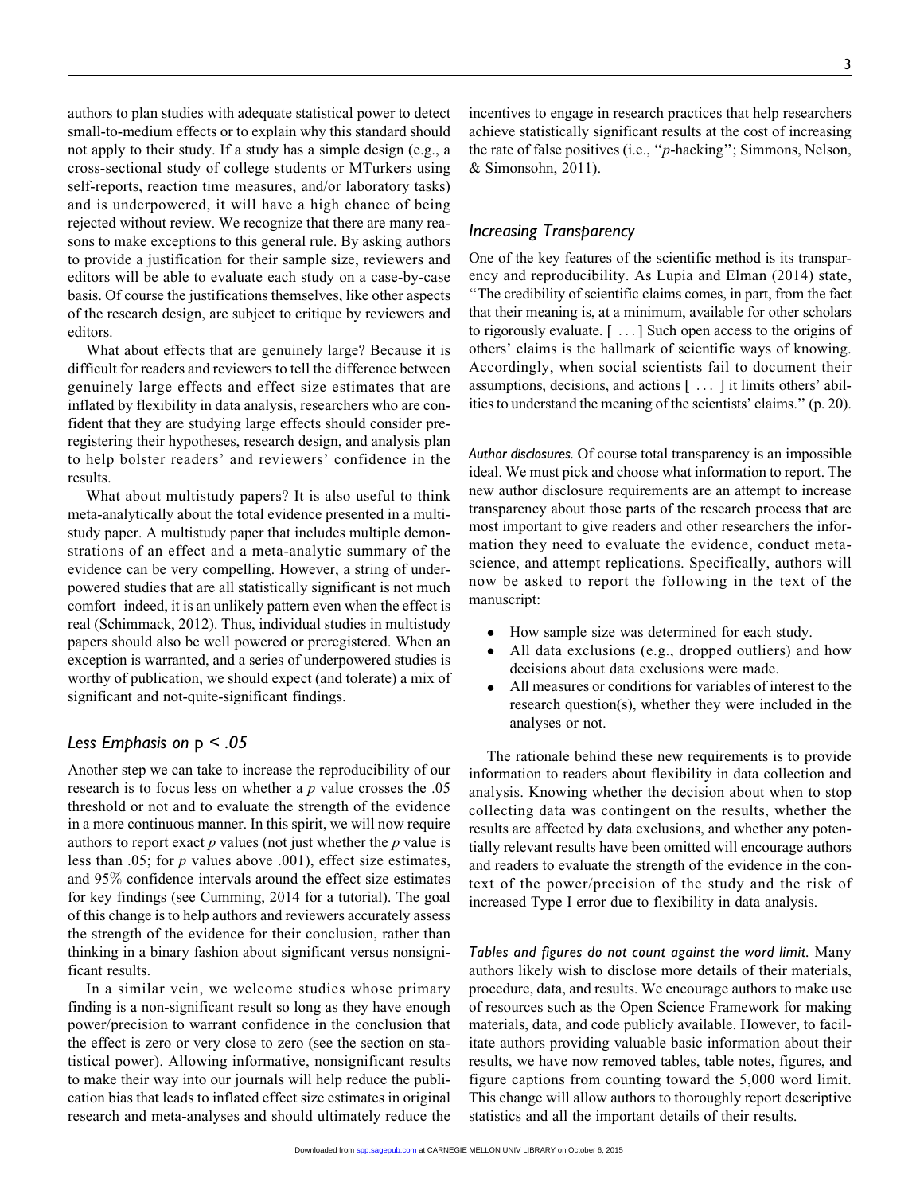authors to plan studies with adequate statistical power to detect small-to-medium effects or to explain why this standard should not apply to their study. If a study has a simple design (e.g., a cross-sectional study of college students or MTurkers using self-reports, reaction time measures, and/or laboratory tasks) and is underpowered, it will have a high chance of being rejected without review. We recognize that there are many reasons to make exceptions to this general rule. By asking authors to provide a justification for their sample size, reviewers and editors will be able to evaluate each study on a case-by-case basis. Of course the justifications themselves, like other aspects of the research design, are subject to critique by reviewers and editors.

What about effects that are genuinely large? Because it is difficult for readers and reviewers to tell the difference between genuinely large effects and effect size estimates that are inflated by flexibility in data analysis, researchers who are confident that they are studying large effects should consider preregistering their hypotheses, research design, and analysis plan to help bolster readers' and reviewers' confidence in the results.

What about multistudy papers? It is also useful to think meta-analytically about the total evidence presented in a multistudy paper. A multistudy paper that includes multiple demonstrations of an effect and a meta-analytic summary of the evidence can be very compelling. However, a string of underpowered studies that are all statistically significant is not much comfort–indeed, it is an unlikely pattern even when the effect is real (Schimmack, 2012). Thus, individual studies in multistudy papers should also be well powered or preregistered. When an exception is warranted, and a series of underpowered studies is worthy of publication, we should expect (and tolerate) a mix of significant and not-quite-significant findings.

## Less Emphasis on $p < .05$

Another step we can take to increase the reproducibility of our research is to focus less on whether a $p$ value crosses the .05 threshold or not and to evaluate the strength of the evidence in a more continuous manner. In this spirit, we will now require authors to report exact $p$ values (not just whether the $p$ value is less than .05; for $p$ values above .001), effect size estimates, and 95% confidence intervals around the effect size estimates for key findings (see Cumming, 2014 for a tutorial). The goal of this change is to help authors and reviewers accurately assess the strength of the evidence for their conclusion, rather than thinking in a binary fashion about significant versus nonsignificant results.

In a similar vein, we welcome studies whose primary finding is a non-significant result so long as they have enough power/precision to warrant confidence in the conclusion that the effect is zero or very close to zero (see the section on statistical power). Allowing informative, nonsignificant results to make their way into our journals will help reduce the publication bias that leads to inflated effect size estimates in original research and meta-analyses and should ultimately reduce the incentives to engage in research practices that help researchers achieve statistically significant results at the cost of increasing the rate of false positives (i.e., "$p$-hacking"; Simmons, Nelson, & Simonsohn, 2011).

## Increasing Transparency

One of the key features of the scientific method is its transparency and reproducibility. As Lupia and Elman (2014) state, "The credibility of scientific claims comes, in part, from the fact that their meaning is, at a minimum, available for other scholars to rigorously evaluate. [ . . . ] Such open access to the origins of others' claims is the hallmark of scientific ways of knowing. Accordingly, when social scientists fail to document their assumptions, decisions, and actions [ . . . ] it limits others' abilities to understand the meaning of the scientists' claims." (p. 20).

*Author disclosures.* Of course total transparency is an impossible ideal. We must pick and choose what information to report. The new author disclosure requirements are an attempt to increase transparency about those parts of the research process that are most important to give readers and other researchers the information they need to evaluate the evidence, conduct meta-science, and attempt replications. Specifically, authors will now be asked to report the following in the text of the manuscript:

- How sample size was determined for each study.
- All data exclusions (e.g., dropped outliers) and how decisions about data exclusions were made.
- All measures or conditions for variables of interest to the research question(s), whether they were included in the analyses or not.

The rationale behind these new requirements is to provide information to readers about flexibility in data collection and analysis. Knowing whether the decision about when to stop collecting data was contingent on the results, whether the results are affected by data exclusions, and whether any potentially relevant results have been omitted will encourage authors and readers to evaluate the strength of the evidence in the context of the power/precision of the study and the risk of increased Type I error due to flexibility in data analysis.

*Tables and figures do not count against the word limit.* Many authors likely wish to disclose more details of their materials, procedure, data, and results. We encourage authors to make use of resources such as the Open Science Framework for making materials, data, and code publicly available. However, to facilitate authors providing valuable basic information about their results, we have now removed tables, table notes, figures, and figure captions from counting toward the 5,000 word limit. This change will allow authors to thoroughly report descriptive statistics and all the important details of their results.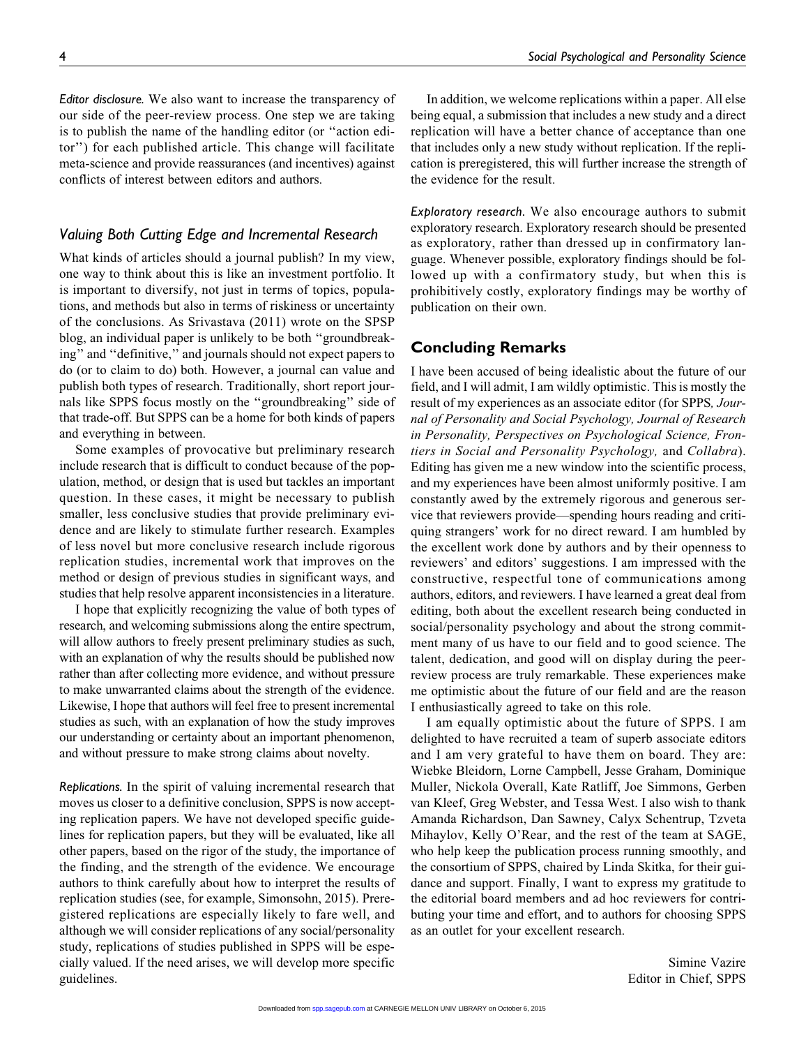*Editor disclosure.* We also want to increase the transparency of our side of the peer-review process. One step we are taking is to publish the name of the handling editor (or "action editor") for each published article. This change will facilitate meta-science and provide reassurances (and incentives) against conflicts of interest between editors and authors.

### *Valuing Both Cutting Edge and Incremental Research*

What kinds of articles should a journal publish? In my view, one way to think about this is like an investment portfolio. It is important to diversify, not just in terms of topics, populations, and methods but also in terms of riskiness or uncertainty of the conclusions. As Srivastava (2011) wrote on the SPSP blog, an individual paper is unlikely to be both "groundbreaking" and "definitive," and journals should not expect papers to do (or to claim to do) both. However, a journal can value and publish both types of research. Traditionally, short report journals like SPPS focus mostly on the "groundbreaking" side of that trade-off. But SPPS can be a home for both kinds of papers and everything in between.

Some examples of provocative but preliminary research include research that is difficult to conduct because of the population, method, or design that is used but tackles an important question. In these cases, it might be necessary to publish smaller, less conclusive studies that provide preliminary evidence and are likely to stimulate further research. Examples of less novel but more conclusive research include rigorous replication studies, incremental work that improves on the method or design of previous studies in significant ways, and studies that help resolve apparent inconsistencies in a literature.

I hope that explicitly recognizing the value of both types of research, and welcoming submissions along the entire spectrum, will allow authors to freely present preliminary studies as such, with an explanation of why the results should be published now rather than after collecting more evidence, and without pressure to make unwarranted claims about the strength of the evidence. Likewise, I hope that authors will feel free to present incremental studies as such, with an explanation of how the study improves our understanding or certainty about an important phenomenon, and without pressure to make strong claims about novelty.

*Replications.* In the spirit of valuing incremental research that moves us closer to a definitive conclusion, SPPS is now accepting replication papers. We have not developed specific guidelines for replication papers, but they will be evaluated, like all other papers, based on the rigor of the study, the importance of the finding, and the strength of the evidence. We encourage authors to think carefully about how to interpret the results of replication studies (see, for example, Simonsohn, 2015). Preregistered replications are especially likely to fare well, and although we will consider replications of any social/personality study, replications of studies published in SPPS will be especially valued. If the need arises, we will develop more specific guidelines.

In addition, we welcome replications within a paper. All else being equal, a submission that includes a new study and a direct replication will have a better chance of acceptance than one that includes only a new study without replication. If the replication is preregistered, this will further increase the strength of the evidence for the result.

*Exploratory research.* We also encourage authors to submit exploratory research. Exploratory research should be presented as exploratory, rather than dressed up in confirmatory language. Whenever possible, exploratory findings should be followed up with a confirmatory study, but when this is prohibitively costly, exploratory findings may be worthy of publication on their own.

## Concluding Remarks

I have been accused of being idealistic about the future of our field, and I will admit, I am wildly optimistic. This is mostly the result of my experiences as an associate editor (for SPPS, *Journal of Personality and Social Psychology, Journal of Research in Personality, Perspectives on Psychological Science, Frontiers in Social and Personality Psychology,* and *Collabra*). Editing has given me a new window into the scientific process, and my experiences have been almost uniformly positive. I am constantly awed by the extremely rigorous and generous service that reviewers provide—spending hours reading and critiquing strangers' work for no direct reward. I am humbled by the excellent work done by authors and by their openness to reviewers' and editors' suggestions. I am impressed with the constructive, respectful tone of communications among authors, editors, and reviewers. I have learned a great deal from editing, both about the excellent research being conducted in social/personality psychology and about the strong commitment many of us have to our field and to good science. The talent, dedication, and good will on display during the peer-review process are truly remarkable. These experiences make me optimistic about the future of our field and are the reason I enthusiastically agreed to take on this role.

I am equally optimistic about the future of SPPS. I am delighted to have recruited a team of superb associate editors and I am very grateful to have them on board. They are: Wiebke Bleidorn, Lorne Campbell, Jesse Graham, Dominique Muller, Nickola Overall, Kate Ratliff, Joe Simmons, Gerben van Kleef, Greg Webster, and Tessa West. I also wish to thank Amanda Richardson, Dan Sawney, Calyx Schentrup, Tzveta Mihaylov, Kelly O'Rear, and the rest of the team at SAGE, who help keep the publication process running smoothly, and the consortium of SPPS, chaired by Linda Skitka, for their guidance and support. Finally, I want to express my gratitude to the editorial board members and ad hoc reviewers for contributing your time and effort, and to authors for choosing SPPS as an outlet for your excellent research.

Simine Vazire
Editor in Chief, SPPS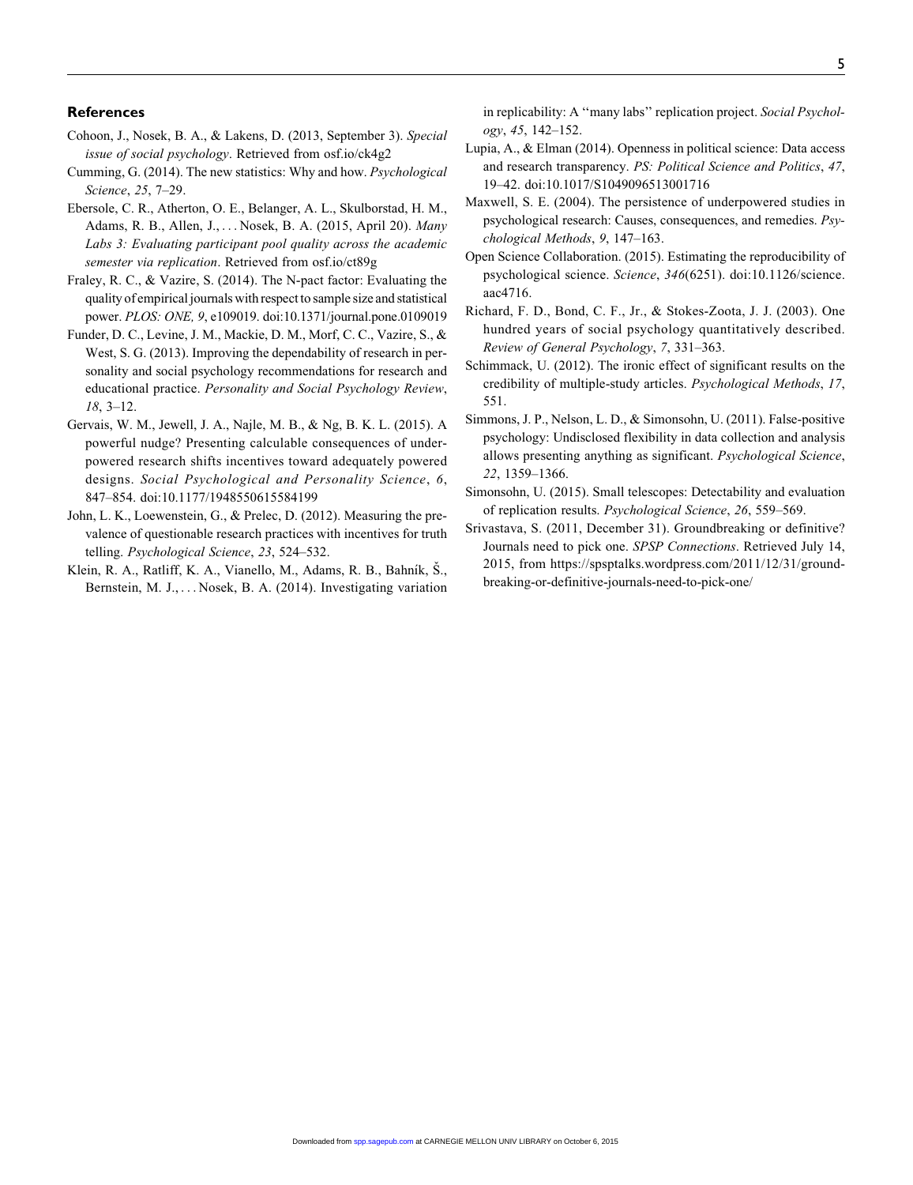## References

Cohoon, J., Nosek, B. A., & Lakens, D. (2013, September 3). *Special issue of social psychology*. Retrieved from osf.io/ck4g2

Cumming, G. (2014). The new statistics: Why and how. *Psychological Science*, *25*, 7–29.

Ebersole, C. R., Atherton, O. E., Belanger, A. L., Skulborstad, H. M., Adams, R. B., Allen, J., . . . Nosek, B. A. (2015, April 20). *Many Labs 3: Evaluating participant pool quality across the academic semester via replication*. Retrieved from osf.io/ct89g

Fraley, R. C., & Vazire, S. (2014). The N-pact factor: Evaluating the quality of empirical journals with respect to sample size and statistical power. *PLOS: ONE, 9*, e109019. doi:10.1371/journal.pone.0109019

Funder, D. C., Levine, J. M., Mackie, D. M., Morf, C. C., Vazire, S., & West, S. G. (2013). Improving the dependability of research in personality and social psychology recommendations for research and educational practice. *Personality and Social Psychology Review*, *18*, 3–12.

Gervais, W. M., Jewell, J. A., Najle, M. B., & Ng, B. K. L. (2015). A powerful nudge? Presenting calculable consequences of underpowered research shifts incentives toward adequately powered designs. *Social Psychological and Personality Science*, *6*, 847–854. doi:10.1177/1948550615584199

John, L. K., Loewenstein, G., & Prelec, D. (2012). Measuring the prevalence of questionable research practices with incentives for truth telling. *Psychological Science*, *23*, 524–532.

Klein, R. A., Ratliff, K. A., Vianello, M., Adams, R. B., Bahník, Š., Bernstein, M. J., . . . Nosek, B. A. (2014). Investigating variation in replicability: A ''many labs'' replication project. *Social Psychology*, *45*, 142–152.

Lupia, A., & Elman (2014). Openness in political science: Data access and research transparency. *PS: Political Science and Politics*, *47*, 19–42. doi:10.1017/S1049096513001716

Maxwell, S. E. (2004). The persistence of underpowered studies in psychological research: Causes, consequences, and remedies. *Psychological Methods*, *9*, 147–163.

Open Science Collaboration. (2015). Estimating the reproducibility of psychological science. *Science*, *346*(6251). doi:10.1126/science.aac4716.

Richard, F. D., Bond, C. F., Jr., & Stokes-Zoota, J. J. (2003). One hundred years of social psychology quantitatively described. *Review of General Psychology*, *7*, 331–363.

Schimmack, U. (2012). The ironic effect of significant results on the credibility of multiple-study articles. *Psychological Methods*, *17*, 551.

Simmons, J. P., Nelson, L. D., & Simonsohn, U. (2011). False-positive psychology: Undisclosed flexibility in data collection and analysis allows presenting anything as significant. *Psychological Science*, *22*, 1359–1366.

Simonsohn, U. (2015). Small telescopes: Detectability and evaluation of replication results. *Psychological Science*, *26*, 559–569.

Srivastava, S. (2011, December 31). Groundbreaking or definitive? Journals need to pick one. *SPSP Connections*. Retrieved July 14, 2015, from https://spsptalks.wordpress.com/2011/12/31/groundbreaking-or-definitive-journals-need-to-pick-one/